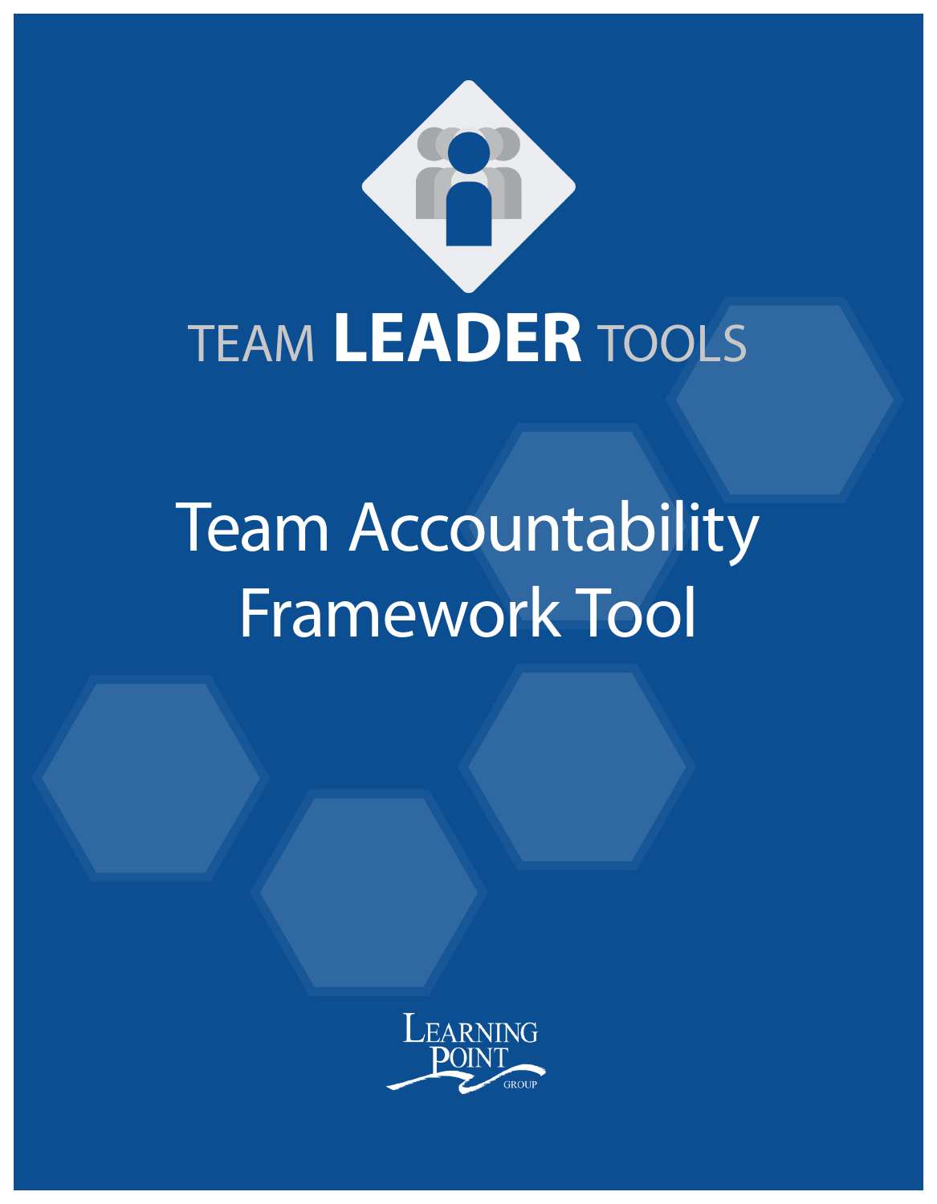TEAM **LEADER** TOOLS

# Team Accountability Framework Tool

LEARNING POINT GROUP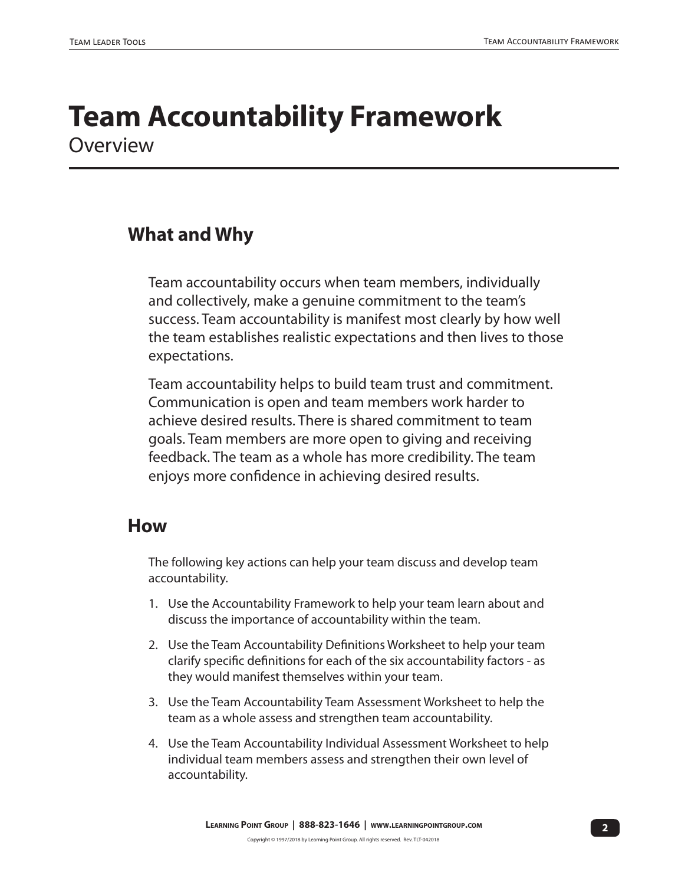# Team Accountability Framework

Overview

## What and Why

Team accountability occurs when team members, individually and collectively, make a genuine commitment to the team's success. Team accountability is manifest most clearly by how well the team establishes realistic expectations and then lives to those expectations.

Team accountability helps to build team trust and commitment. Communication is open and team members work harder to achieve desired results. There is shared commitment to team goals. Team members are more open to giving and receiving feedback. The team as a whole has more credibility. The team enjoys more confidence in achieving desired results.

## How

The following key actions can help your team discuss and develop team accountability.

1. Use the Accountability Framework to help your team learn about and discuss the importance of accountability within the team.
2. Use the Team Accountability Definitions Worksheet to help your team clarify specific definitions for each of the six accountability factors - as they would manifest themselves within your team.
3. Use the Team Accountability Team Assessment Worksheet to help the team as a whole assess and strengthen team accountability.
4. Use the Team Accountability Individual Assessment Worksheet to help individual team members assess and strengthen their own level of accountability.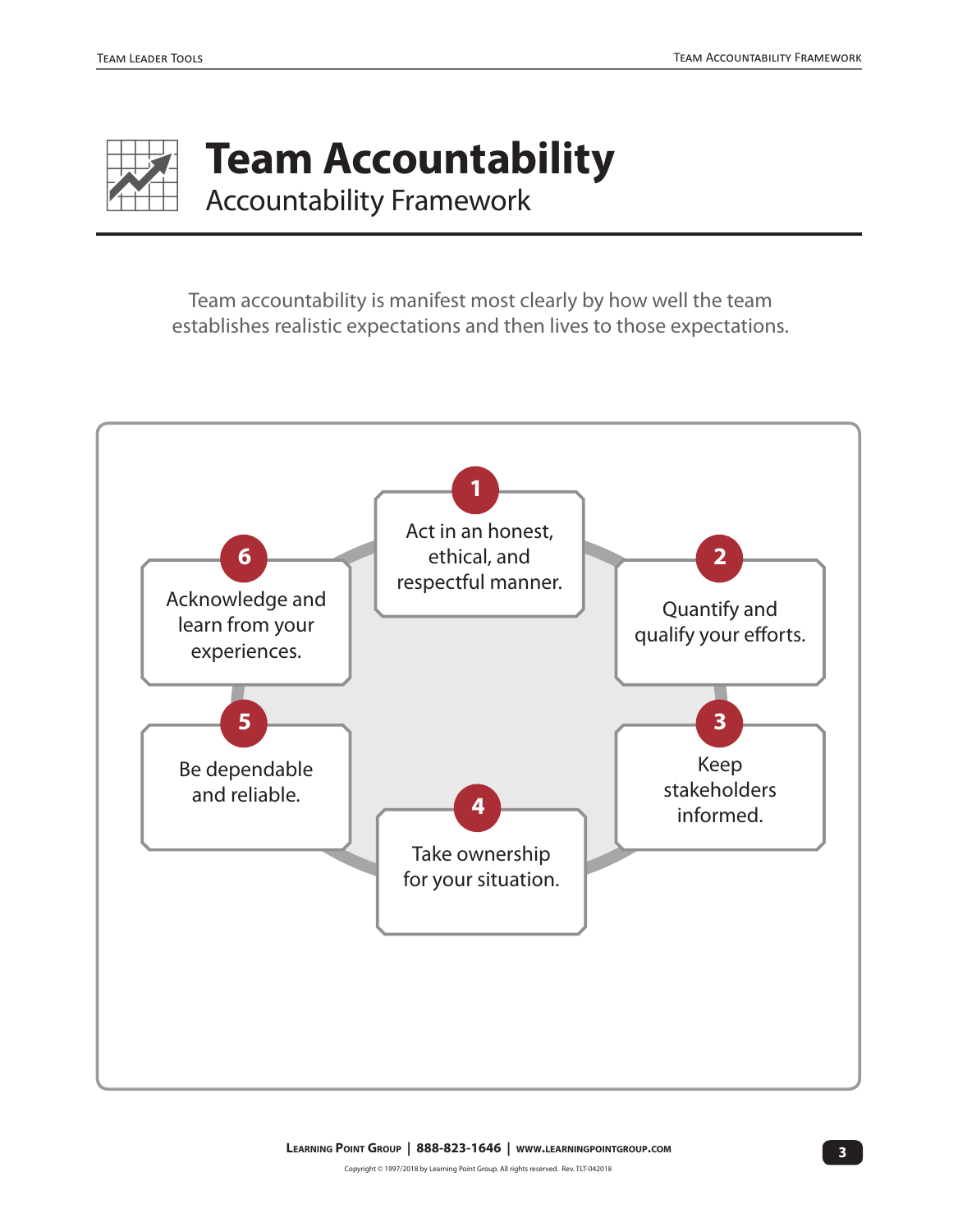# Team Accountability

## Accountability Framework

Team accountability is manifest most clearly by how well the team establishes realistic expectations and then lives to those expectations.

1. Act in an honest, ethical, and respectful manner.
2. Quantify and qualify your efforts.
3. Keep stakeholders informed.
4. Take ownership for your situation.
5. Be dependable and reliable.
6. Acknowledge and learn from your experiences.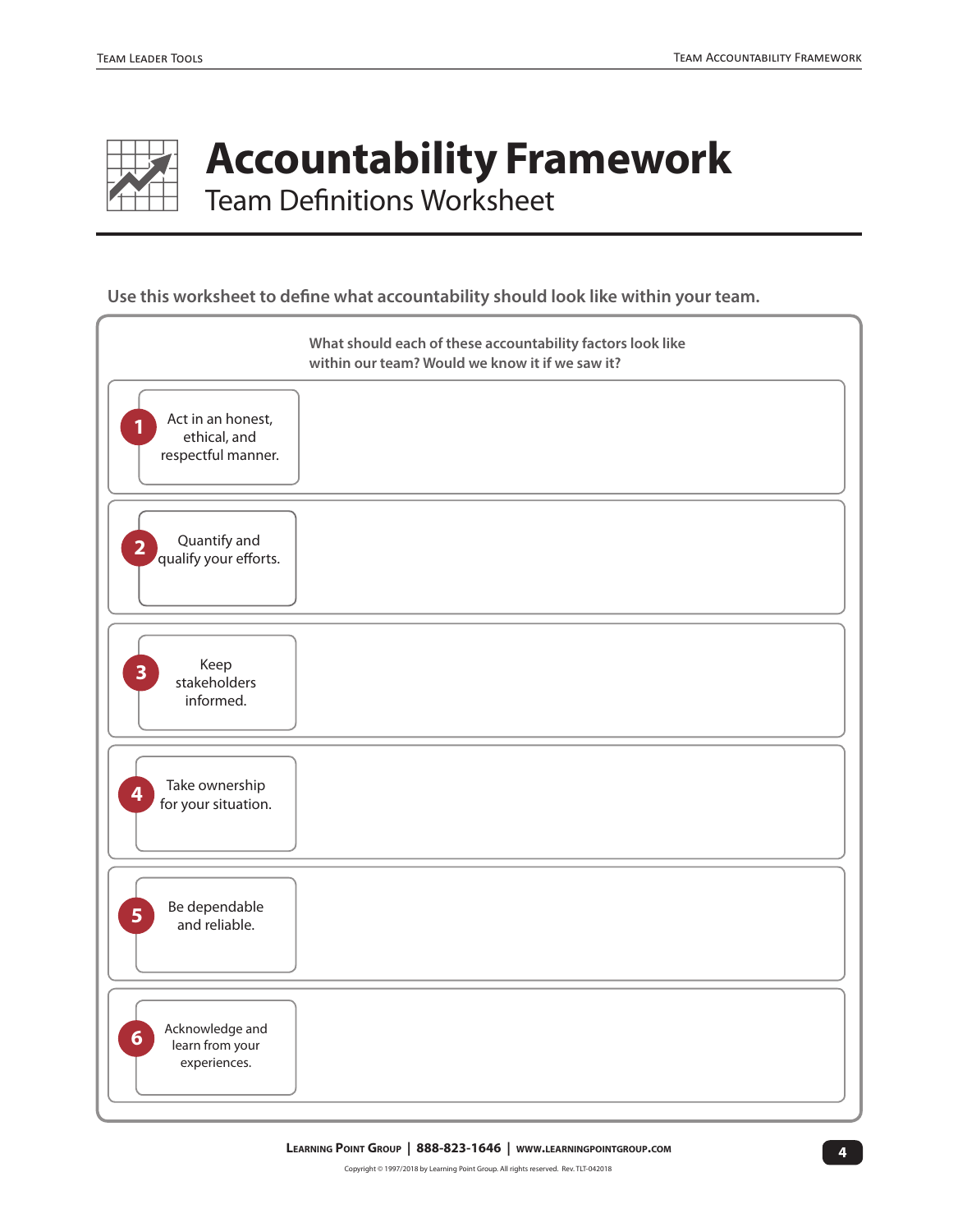# Accountability Framework

## Team Definitions Worksheet

**Use this worksheet to define what accountability should look like within your team.**

| | What should each of these accountability factors look like within our team? Would we know it if we saw it? |
|---|---|
| **1** Act in an honest, ethical, and respectful manner. | |
| **2** Quantify and qualify your efforts. | |
| **3** Keep stakeholders informed. | |
| **4** Take ownership for your situation. | |
| **5** Be dependable and reliable. | |
| **6** Acknowledge and learn from your experiences. | |

Learning Point Group | 888-823-1646 | www.learningpointgroup.com

Copyright © 1997/2018 by Learning Point Group. All rights reserved. Rev. TLT-042018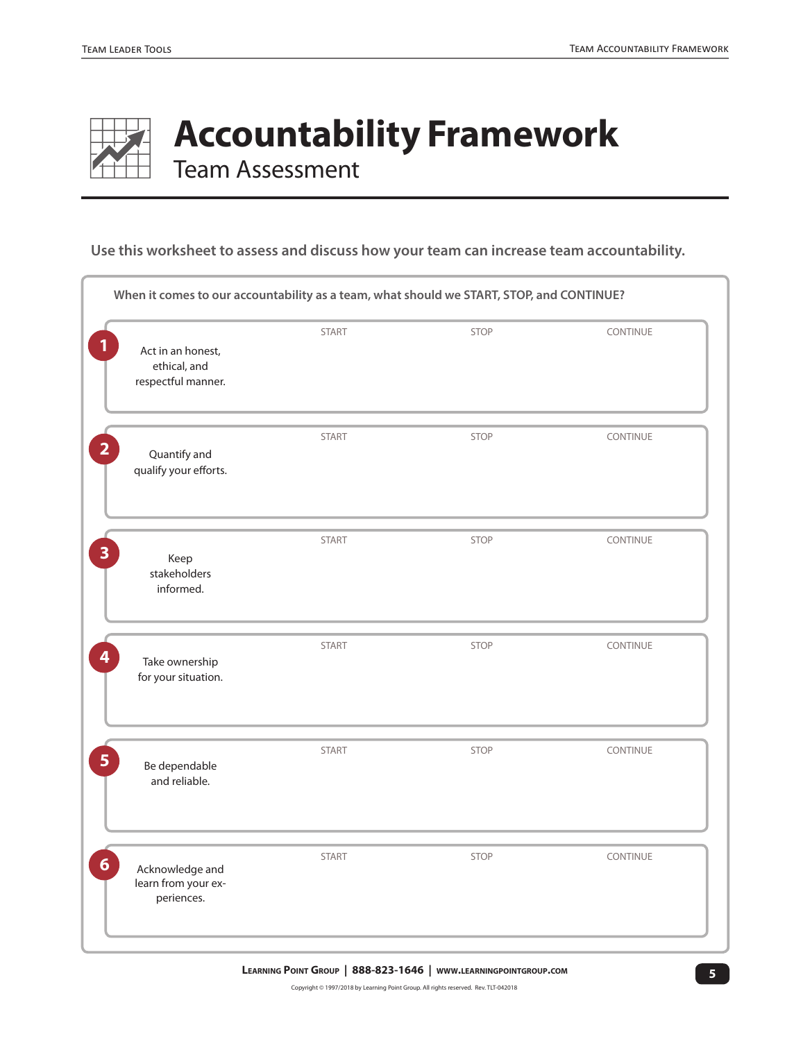# Accountability Framework

## Team Assessment

**Use this worksheet to assess and discuss how your team can increase team accountability.**

**When it comes to our accountability as a team, what should we START, STOP, and CONTINUE?**

| # | | START | STOP | CONTINUE |
|---|---|---|---|---|
| 1 | Act in an honest, ethical, and respectful manner. | | | |
| 2 | Quantify and qualify your efforts. | | | |
| 3 | Keep stakeholders informed. | | | |
| 4 | Take ownership for your situation. | | | |
| 5 | Be dependable and reliable. | | | |
| 6 | Acknowledge and learn from your experiences. | | | |

**Learning Point Group | 888-823-1646 | www.learningpointgroup.com**

Copyright © 1997/2018 by Learning Point Group. All rights reserved. Rev. TLT-042018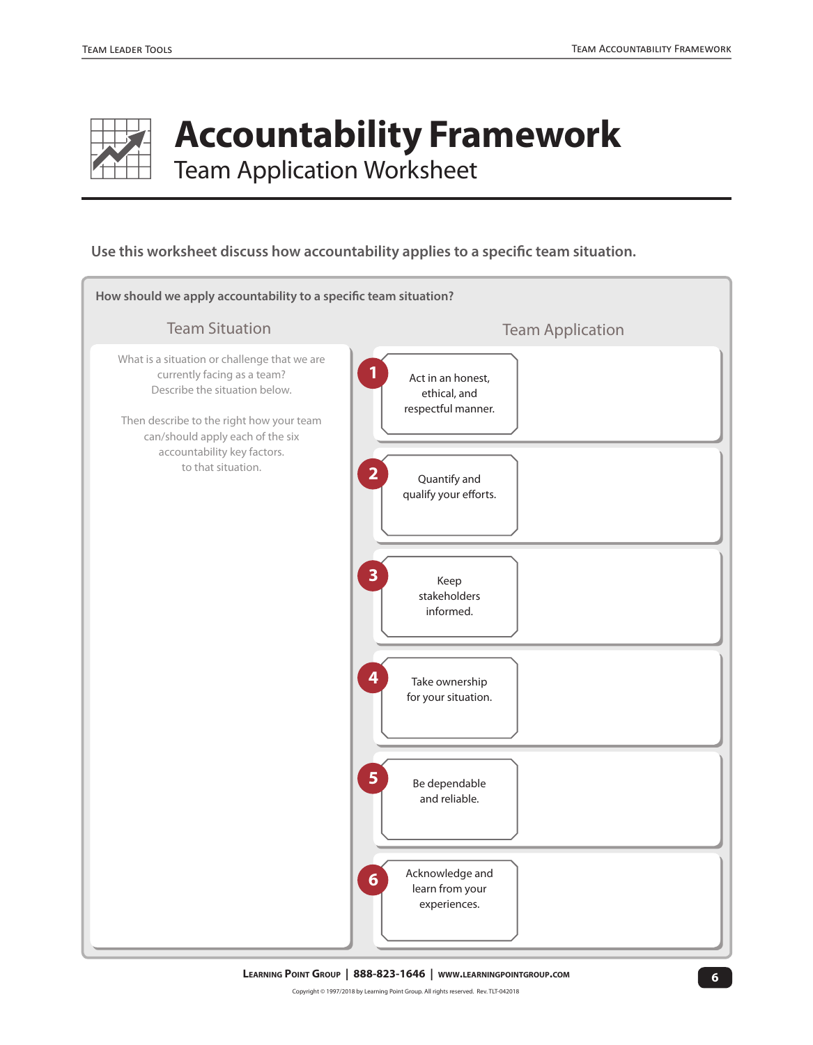# Accountability Framework

## Team Application Worksheet

**Use this worksheet discuss how accountability applies to a specific team situation.**

**How should we apply accountability to a specific team situation?**

| Team Situation | Team Application | |
|---|---|---|
| What is a situation or challenge that we are currently facing as a team? Describe the situation below.<br><br>Then describe to the right how your team can/should apply each of the six accountability key factors. to that situation. | **1** Act in an honest, ethical, and respectful manner. | |
| | **2** Quantify and qualify your efforts. | |
| | **3** Keep stakeholders informed. | |
| | **4** Take ownership for your situation. | |
| | **5** Be dependable and reliable. | |
| | **6** Acknowledge and learn from your experiences. | |

**Learning Point Group | 888-823-1646 | www.learningpointgroup.com**

Copyright © 1997/2018 by Learning Point Group. All rights reserved. Rev. TLT-042018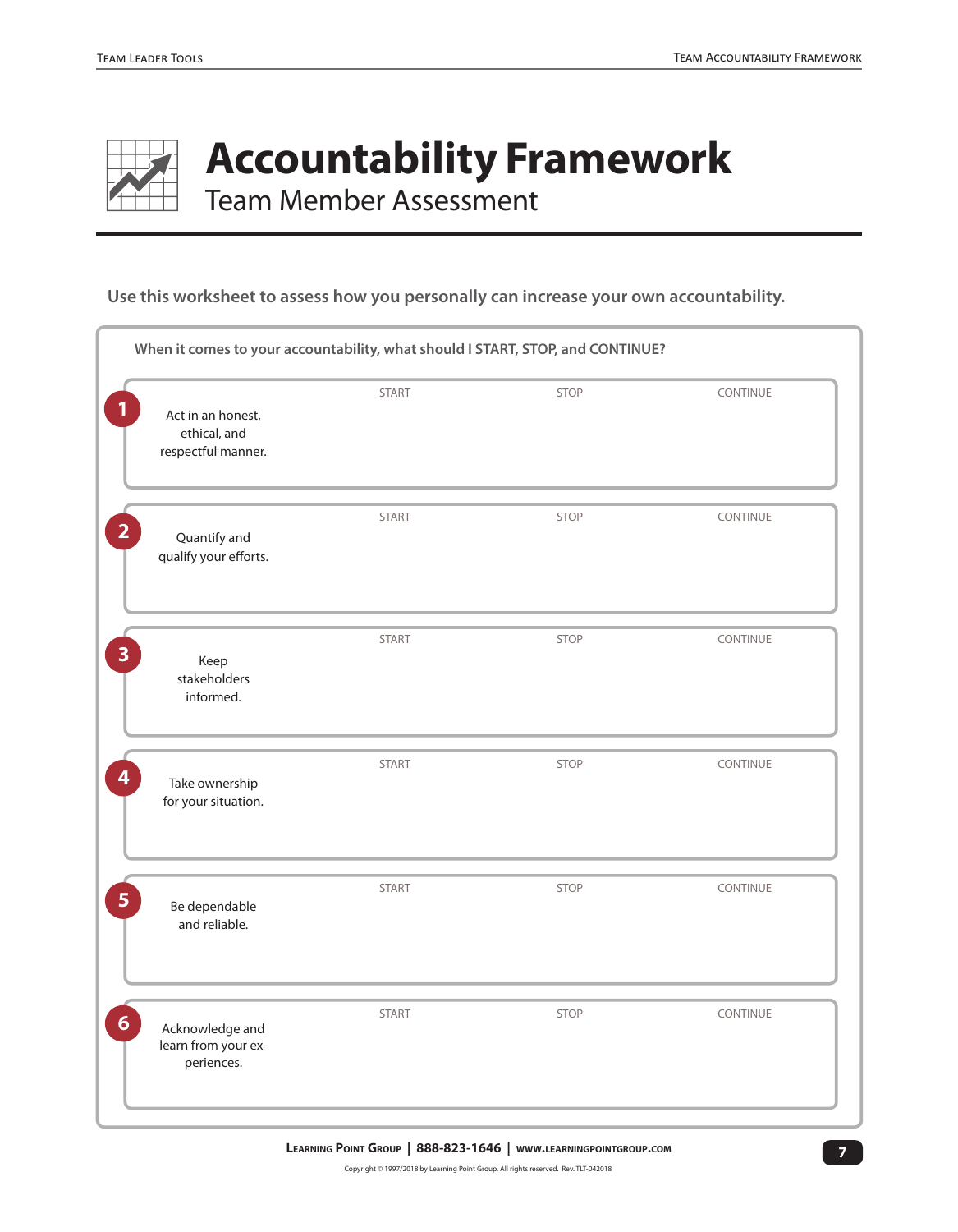# Accountability Framework

## Team Member Assessment

**Use this worksheet to assess how you personally can increase your own accountability.**

**When it comes to your accountability, what should I START, STOP, and CONTINUE?**

| # | Item | START | STOP | CONTINUE |
|---|---|---|---|---|
| 1 | Act in an honest, ethical, and respectful manner. | | | |
| 2 | Quantify and qualify your efforts. | | | |
| 3 | Keep stakeholders informed. | | | |
| 4 | Take ownership for your situation. | | | |
| 5 | Be dependable and reliable. | | | |
| 6 | Acknowledge and learn from your experiences. | | | |

**Learning Point Group | 888-823-1646 | www.learningpointgroup.com**

Copyright © 1997/2018 by Learning Point Group. All rights reserved. Rev. TLT-042018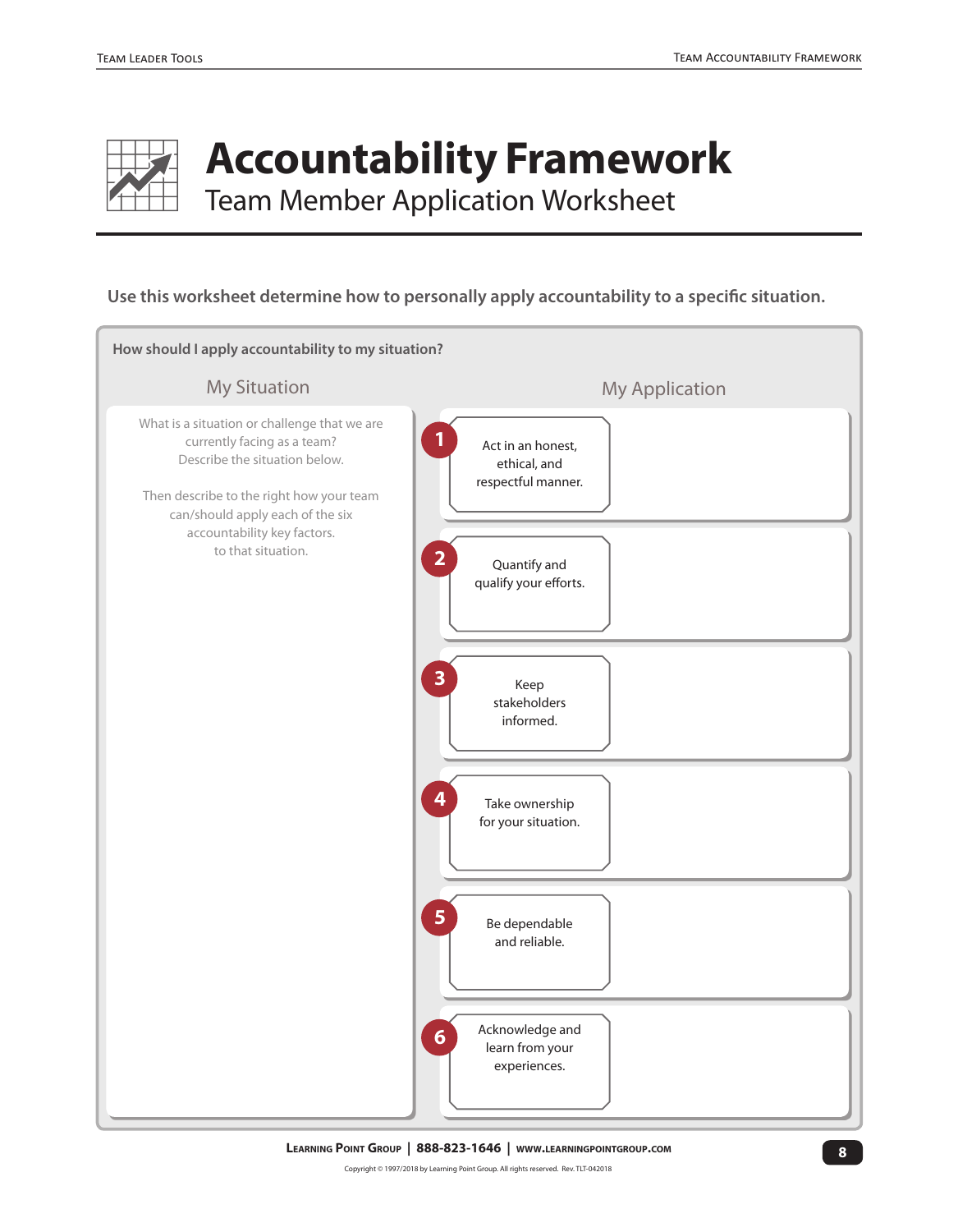# Accountability Framework

## Team Member Application Worksheet

**Use this worksheet determine how to personally apply accountability to a specific situation.**

**How should I apply accountability to my situation?**

| My Situation | My Application | |
|---|---|---|
| What is a situation or challenge that we are currently facing as a team? Describe the situation below. Then describe to the right how your team can/should apply each of the six accountability key factors. to that situation. | 1. Act in an honest, ethical, and respectful manner. | |
| | 2. Quantify and qualify your efforts. | |
| | 3. Keep stakeholders informed. | |
| | 4. Take ownership for your situation. | |
| | 5. Be dependable and reliable. | |
| | 6. Acknowledge and learn from your experiences. | |

**Learning Point Group | 888-823-1646 | www.learningpointgroup.com**

Copyright © 1997/2018 by Learning Point Group. All rights reserved. Rev. TLT-042018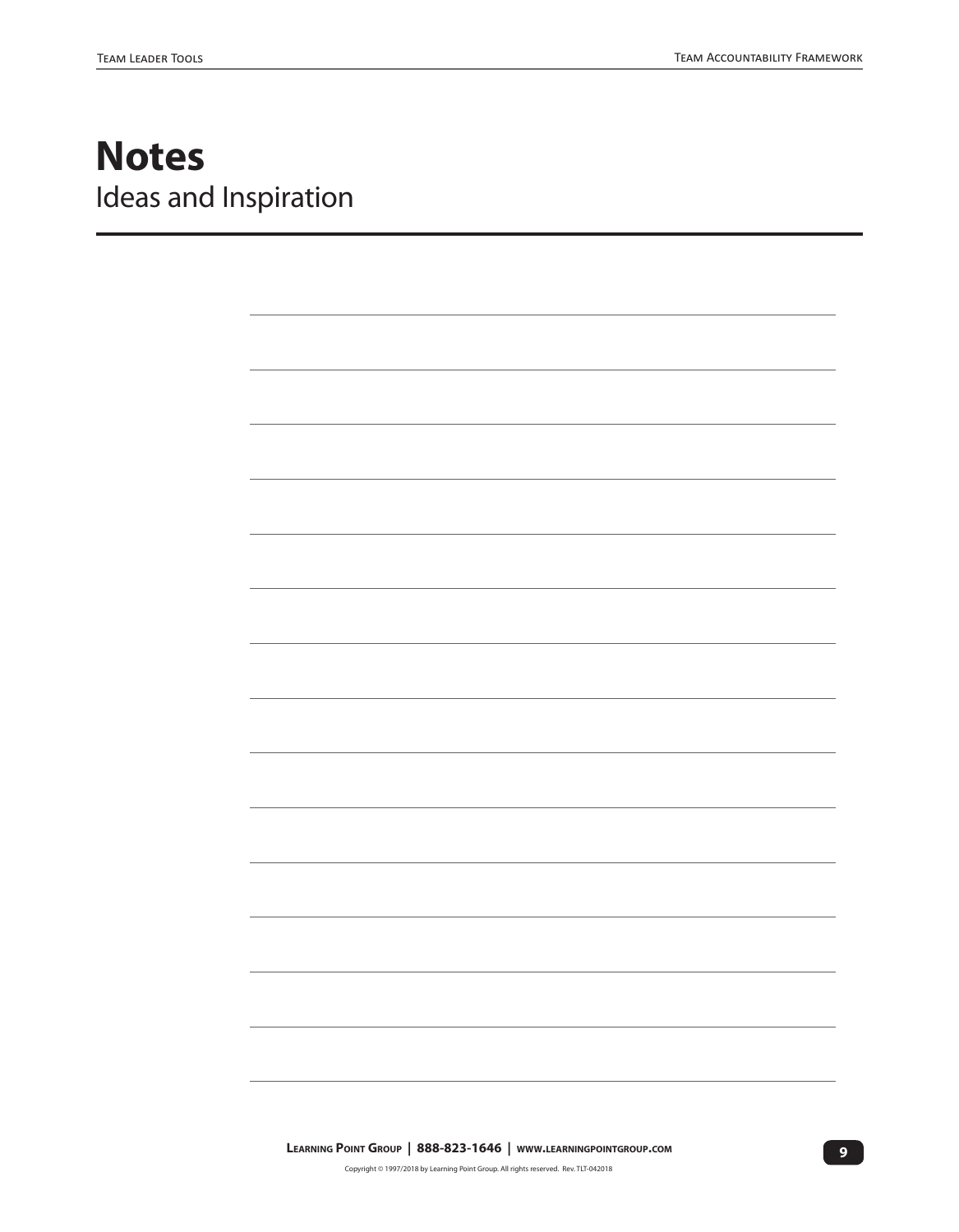# Notes

Ideas and Inspiration